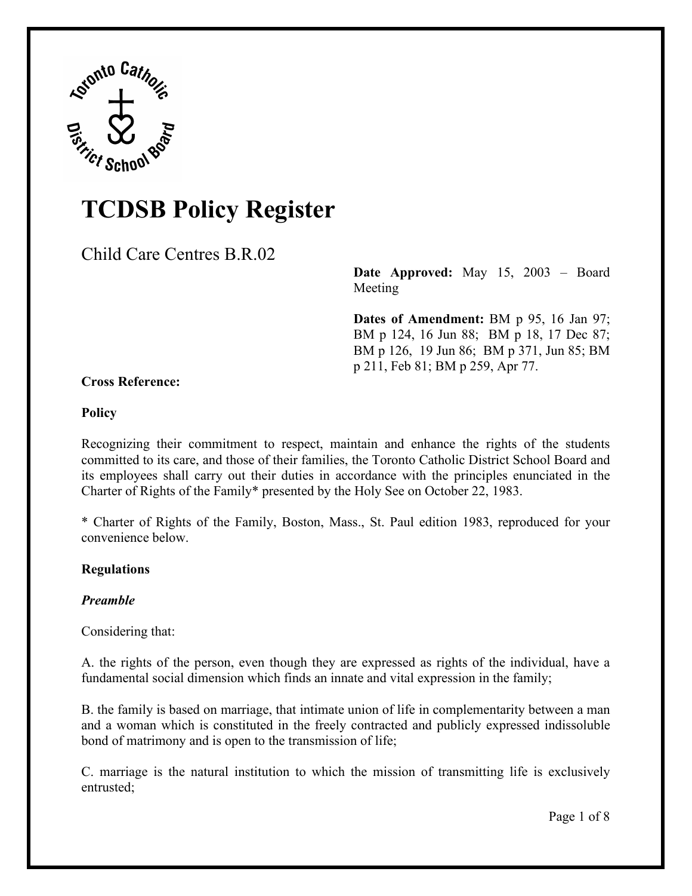# TCDSB Policy Register

## Child Care Centres B.R.02

**Date Approved:** May 15, 2003 – Board Meeting

**Dates of Amendment:** BM p 95, 16 Jan 97; BM p 124, 16 Jun 88; BM p 18, 17 Dec 87; BM p 126, 19 Jun 86; BM p 371, Jun 85; BM p 211, Feb 81; BM p 259, Apr 77.

**Cross Reference:**

**Policy**

Recognizing their commitment to respect, maintain and enhance the rights of the students committed to its care, and those of their families, the Toronto Catholic District School Board and its employees shall carry out their duties in accordance with the principles enunciated in the Charter of Rights of the Family* presented by the Holy See on October 22, 1983.

* Charter of Rights of the Family, Boston, Mass., St. Paul edition 1983, reproduced for your convenience below.

**Regulations**

***Preamble***

Considering that:

A. the rights of the person, even though they are expressed as rights of the individual, have a fundamental social dimension which finds an innate and vital expression in the family;

B. the family is based on marriage, that intimate union of life in complementarity between a man and a woman which is constituted in the freely contracted and publicly expressed indissoluble bond of matrimony and is open to the transmission of life;

C. marriage is the natural institution to which the mission of transmitting life is exclusively entrusted;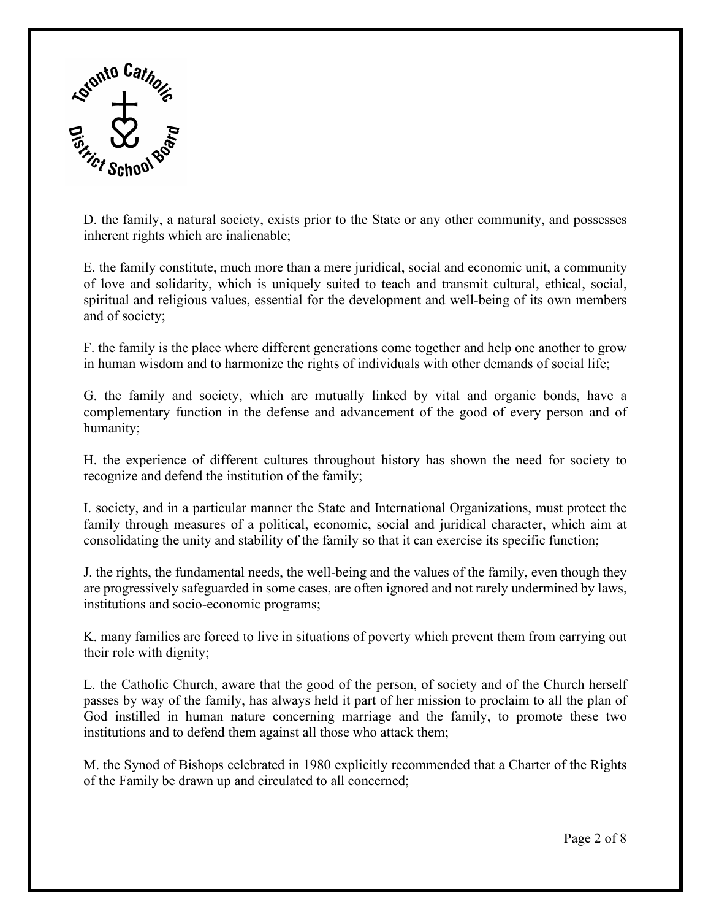D. the family, a natural society, exists prior to the State or any other community, and possesses inherent rights which are inalienable;

E. the family constitute, much more than a mere juridical, social and economic unit, a community of love and solidarity, which is uniquely suited to teach and transmit cultural, ethical, social, spiritual and religious values, essential for the development and well-being of its own members and of society;

F. the family is the place where different generations come together and help one another to grow in human wisdom and to harmonize the rights of individuals with other demands of social life;

G. the family and society, which are mutually linked by vital and organic bonds, have a complementary function in the defense and advancement of the good of every person and of humanity;

H. the experience of different cultures throughout history has shown the need for society to recognize and defend the institution of the family;

I. society, and in a particular manner the State and International Organizations, must protect the family through measures of a political, economic, social and juridical character, which aim at consolidating the unity and stability of the family so that it can exercise its specific function;

J. the rights, the fundamental needs, the well-being and the values of the family, even though they are progressively safeguarded in some cases, are often ignored and not rarely undermined by laws, institutions and socio-economic programs;

K. many families are forced to live in situations of poverty which prevent them from carrying out their role with dignity;

L. the Catholic Church, aware that the good of the person, of society and of the Church herself passes by way of the family, has always held it part of her mission to proclaim to all the plan of God instilled in human nature concerning marriage and the family, to promote these two institutions and to defend them against all those who attack them;

M. the Synod of Bishops celebrated in 1980 explicitly recommended that a Charter of the Rights of the Family be drawn up and circulated to all concerned;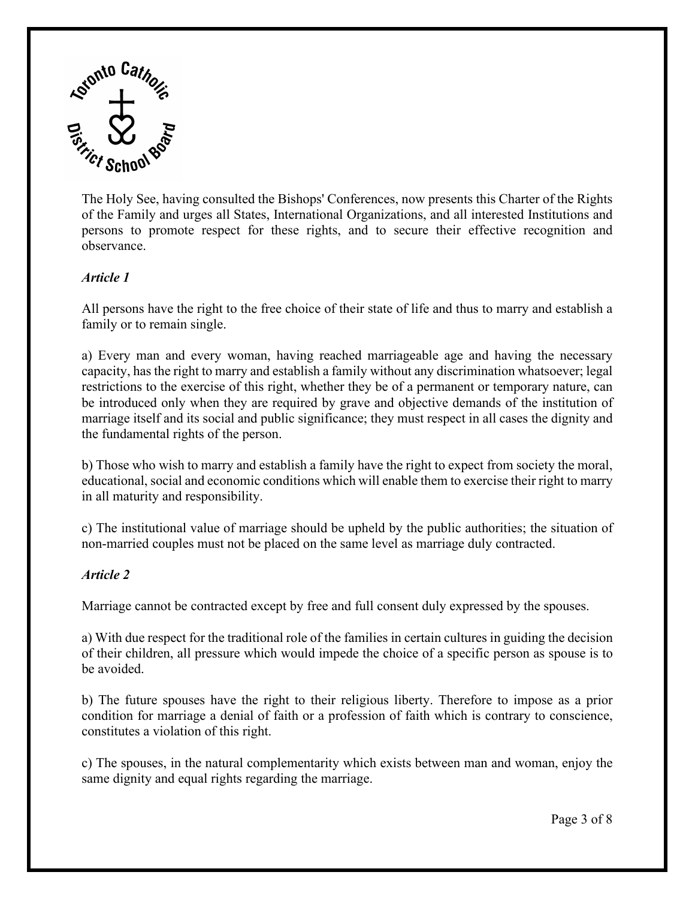The Holy See, having consulted the Bishops' Conferences, now presents this Charter of the Rights of the Family and urges all States, International Organizations, and all interested Institutions and persons to promote respect for these rights, and to secure their effective recognition and observance.

### *Article 1*

All persons have the right to the free choice of their state of life and thus to marry and establish a family or to remain single.

a) Every man and every woman, having reached marriageable age and having the necessary capacity, has the right to marry and establish a family without any discrimination whatsoever; legal restrictions to the exercise of this right, whether they be of a permanent or temporary nature, can be introduced only when they are required by grave and objective demands of the institution of marriage itself and its social and public significance; they must respect in all cases the dignity and the fundamental rights of the person.

b) Those who wish to marry and establish a family have the right to expect from society the moral, educational, social and economic conditions which will enable them to exercise their right to marry in all maturity and responsibility.

c) The institutional value of marriage should be upheld by the public authorities; the situation of non-married couples must not be placed on the same level as marriage duly contracted.

### *Article 2*

Marriage cannot be contracted except by free and full consent duly expressed by the spouses.

a) With due respect for the traditional role of the families in certain cultures in guiding the decision of their children, all pressure which would impede the choice of a specific person as spouse is to be avoided.

b) The future spouses have the right to their religious liberty. Therefore to impose as a prior condition for marriage a denial of faith or a profession of faith which is contrary to conscience, constitutes a violation of this right.

c) The spouses, in the natural complementarity which exists between man and woman, enjoy the same dignity and equal rights regarding the marriage.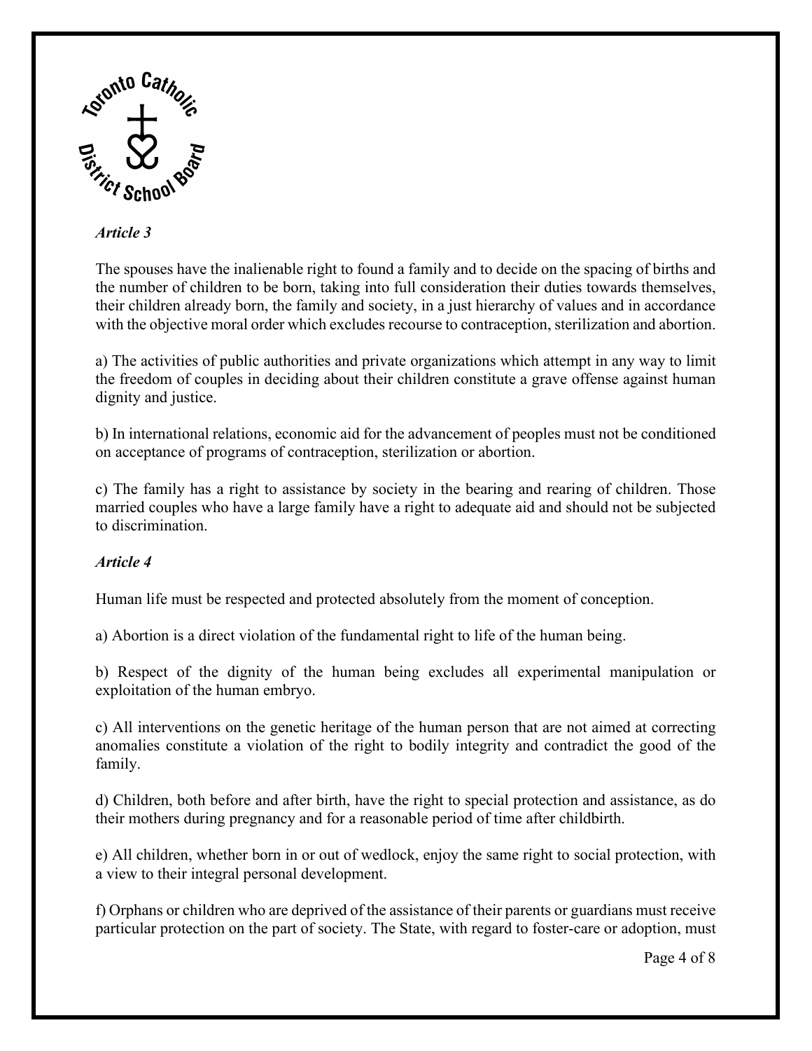*Article 3*

The spouses have the inalienable right to found a family and to decide on the spacing of births and the number of children to be born, taking into full consideration their duties towards themselves, their children already born, the family and society, in a just hierarchy of values and in accordance with the objective moral order which excludes recourse to contraception, sterilization and abortion.

a) The activities of public authorities and private organizations which attempt in any way to limit the freedom of couples in deciding about their children constitute a grave offense against human dignity and justice.

b) In international relations, economic aid for the advancement of peoples must not be conditioned on acceptance of programs of contraception, sterilization or abortion.

c) The family has a right to assistance by society in the bearing and rearing of children. Those married couples who have a large family have a right to adequate aid and should not be subjected to discrimination.

*Article 4*

Human life must be respected and protected absolutely from the moment of conception.

a) Abortion is a direct violation of the fundamental right to life of the human being.

b) Respect of the dignity of the human being excludes all experimental manipulation or exploitation of the human embryo.

c) All interventions on the genetic heritage of the human person that are not aimed at correcting anomalies constitute a violation of the right to bodily integrity and contradict the good of the family.

d) Children, both before and after birth, have the right to special protection and assistance, as do their mothers during pregnancy and for a reasonable period of time after childbirth.

e) All children, whether born in or out of wedlock, enjoy the same right to social protection, with a view to their integral personal development.

f) Orphans or children who are deprived of the assistance of their parents or guardians must receive particular protection on the part of society. The State, with regard to foster-care or adoption, must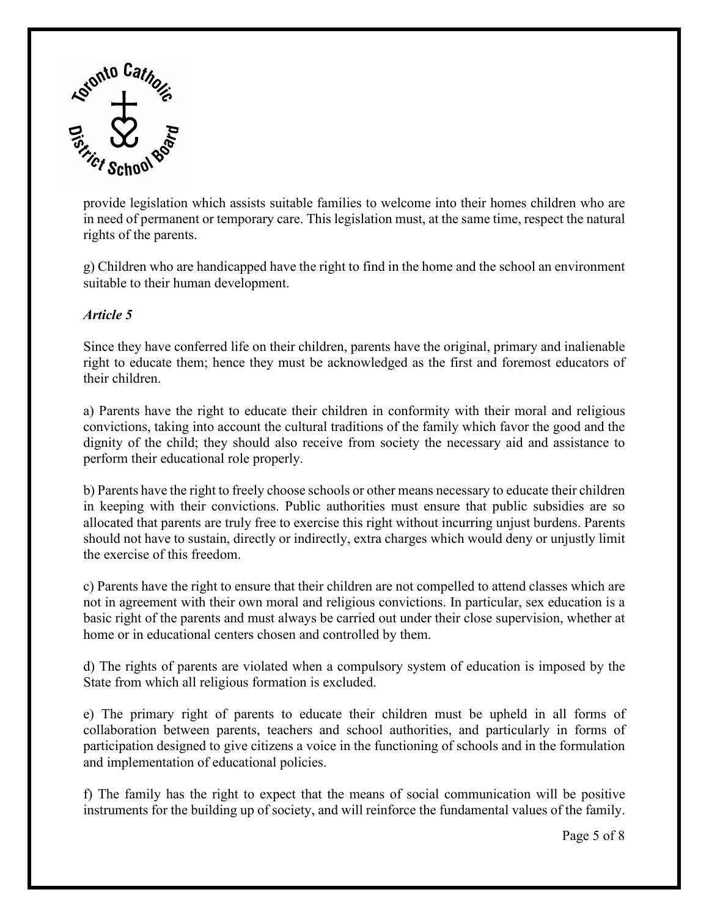provide legislation which assists suitable families to welcome into their homes children who are in need of permanent or temporary care. This legislation must, at the same time, respect the natural rights of the parents.

g) Children who are handicapped have the right to find in the home and the school an environment suitable to their human development.

***Article 5***

Since they have conferred life on their children, parents have the original, primary and inalienable right to educate them; hence they must be acknowledged as the first and foremost educators of their children.

a) Parents have the right to educate their children in conformity with their moral and religious convictions, taking into account the cultural traditions of the family which favor the good and the dignity of the child; they should also receive from society the necessary aid and assistance to perform their educational role properly.

b) Parents have the right to freely choose schools or other means necessary to educate their children in keeping with their convictions. Public authorities must ensure that public subsidies are so allocated that parents are truly free to exercise this right without incurring unjust burdens. Parents should not have to sustain, directly or indirectly, extra charges which would deny or unjustly limit the exercise of this freedom.

c) Parents have the right to ensure that their children are not compelled to attend classes which are not in agreement with their own moral and religious convictions. In particular, sex education is a basic right of the parents and must always be carried out under their close supervision, whether at home or in educational centers chosen and controlled by them.

d) The rights of parents are violated when a compulsory system of education is imposed by the State from which all religious formation is excluded.

e) The primary right of parents to educate their children must be upheld in all forms of collaboration between parents, teachers and school authorities, and particularly in forms of participation designed to give citizens a voice in the functioning of schools and in the formulation and implementation of educational policies.

f) The family has the right to expect that the means of social communication will be positive instruments for the building up of society, and will reinforce the fundamental values of the family.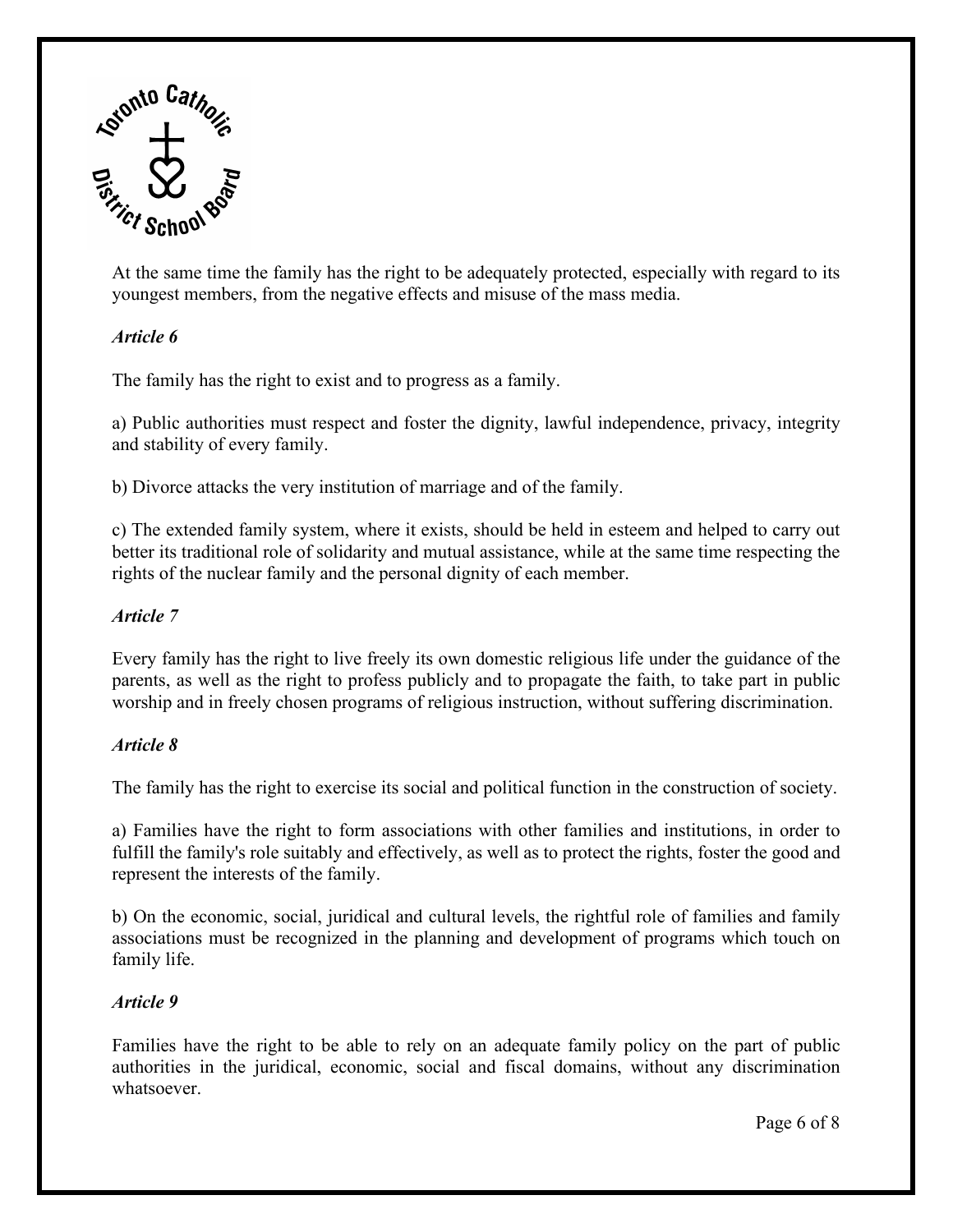At the same time the family has the right to be adequately protected, especially with regard to its youngest members, from the negative effects and misuse of the mass media.

*Article 6*

The family has the right to exist and to progress as a family.

a) Public authorities must respect and foster the dignity, lawful independence, privacy, integrity and stability of every family.

b) Divorce attacks the very institution of marriage and of the family.

c) The extended family system, where it exists, should be held in esteem and helped to carry out better its traditional role of solidarity and mutual assistance, while at the same time respecting the rights of the nuclear family and the personal dignity of each member.

*Article 7*

Every family has the right to live freely its own domestic religious life under the guidance of the parents, as well as the right to profess publicly and to propagate the faith, to take part in public worship and in freely chosen programs of religious instruction, without suffering discrimination.

*Article 8*

The family has the right to exercise its social and political function in the construction of society.

a) Families have the right to form associations with other families and institutions, in order to fulfill the family's role suitably and effectively, as well as to protect the rights, foster the good and represent the interests of the family.

b) On the economic, social, juridical and cultural levels, the rightful role of families and family associations must be recognized in the planning and development of programs which touch on family life.

*Article 9*

Families have the right to be able to rely on an adequate family policy on the part of public authorities in the juridical, economic, social and fiscal domains, without any discrimination whatsoever.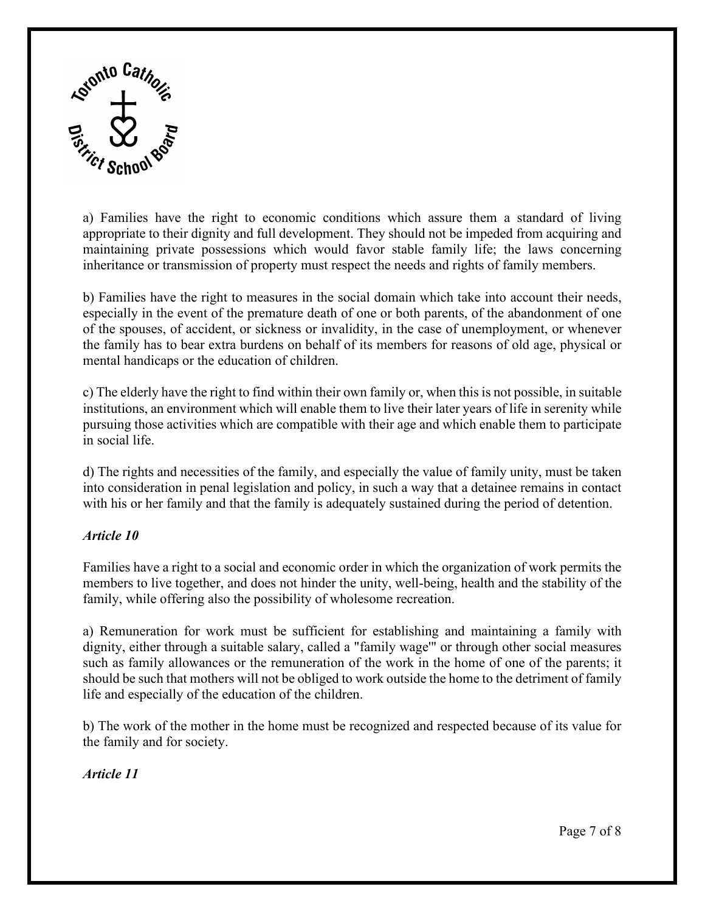a) Families have the right to economic conditions which assure them a standard of living appropriate to their dignity and full development. They should not be impeded from acquiring and maintaining private possessions which would favor stable family life; the laws concerning inheritance or transmission of property must respect the needs and rights of family members.

b) Families have the right to measures in the social domain which take into account their needs, especially in the event of the premature death of one or both parents, of the abandonment of one of the spouses, of accident, or sickness or invalidity, in the case of unemployment, or whenever the family has to bear extra burdens on behalf of its members for reasons of old age, physical or mental handicaps or the education of children.

c) The elderly have the right to find within their own family or, when this is not possible, in suitable institutions, an environment which will enable them to live their later years of life in serenity while pursuing those activities which are compatible with their age and which enable them to participate in social life.

d) The rights and necessities of the family, and especially the value of family unity, must be taken into consideration in penal legislation and policy, in such a way that a detainee remains in contact with his or her family and that the family is adequately sustained during the period of detention.

***Article 10***

Families have a right to a social and economic order in which the organization of work permits the members to live together, and does not hinder the unity, well-being, health and the stability of the family, while offering also the possibility of wholesome recreation.

a) Remuneration for work must be sufficient for establishing and maintaining a family with dignity, either through a suitable salary, called a "family wage'" or through other social measures such as family allowances or the remuneration of the work in the home of one of the parents; it should be such that mothers will not be obliged to work outside the home to the detriment of family life and especially of the education of the children.

b) The work of the mother in the home must be recognized and respected because of its value for the family and for society.

***Article 11***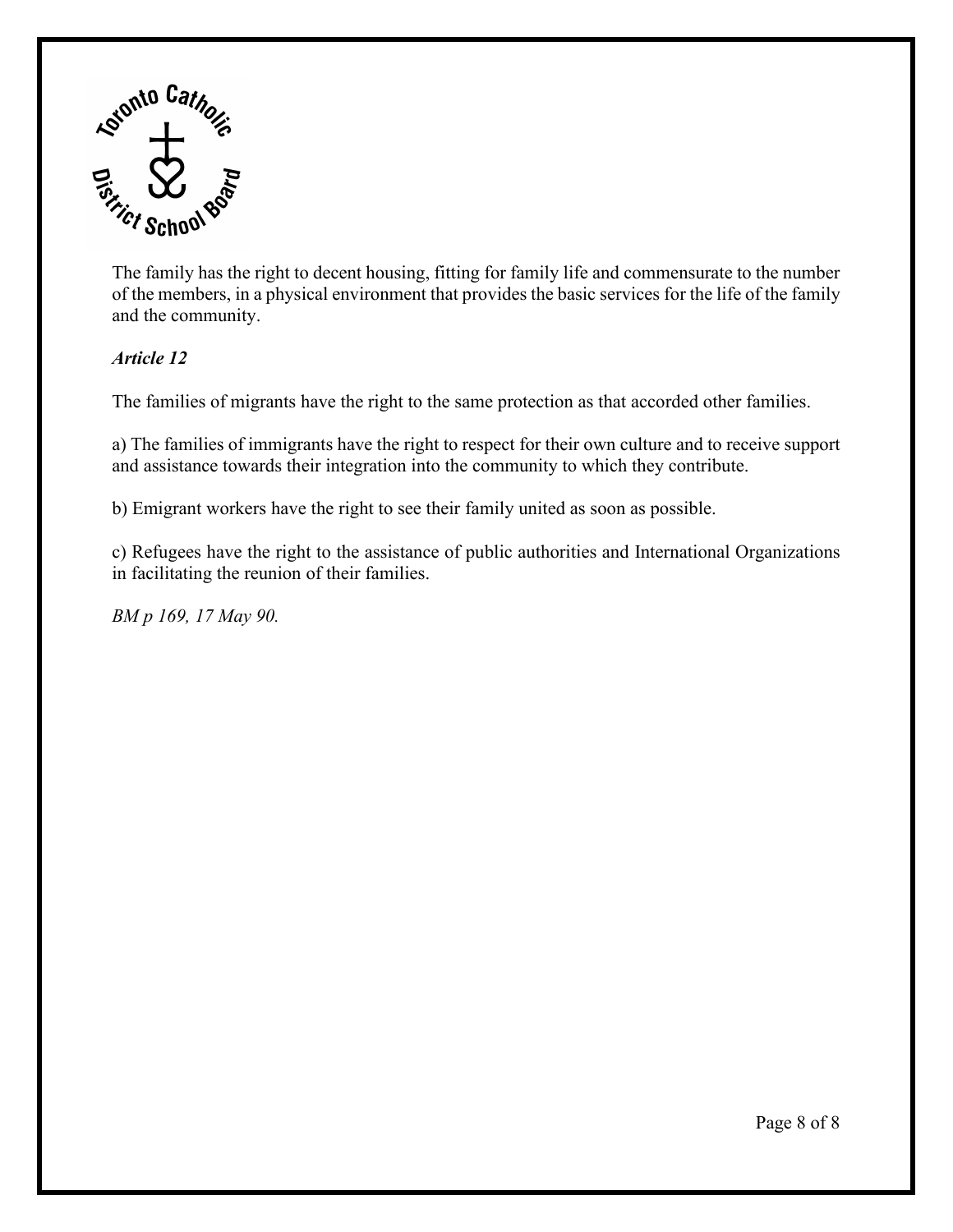The family has the right to decent housing, fitting for family life and commensurate to the number of the members, in a physical environment that provides the basic services for the life of the family and the community.

### *Article 12*

The families of migrants have the right to the same protection as that accorded other families.

a) The families of immigrants have the right to respect for their own culture and to receive support and assistance towards their integration into the community to which they contribute.

b) Emigrant workers have the right to see their family united as soon as possible.

c) Refugees have the right to the assistance of public authorities and International Organizations in facilitating the reunion of their families.

*BM p 169, 17 May 90.*